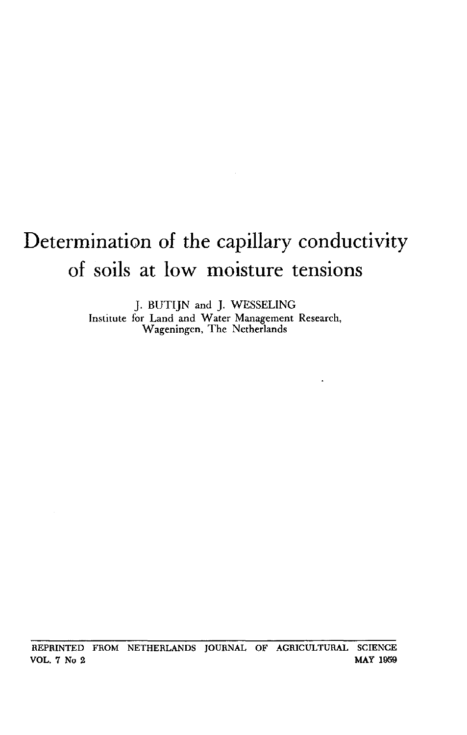# Determination of the capillary conductivity of soils at low moisture tensions

J. BUTIJN and J. WESSELING
Institute for Land and Water Management Research,
Wageningen, The Netherlands

REPRINTED FROM NETHERLANDS JOURNAL OF AGRICULTURAL SCIENCE
VOL. 7 No 2 MAY 1959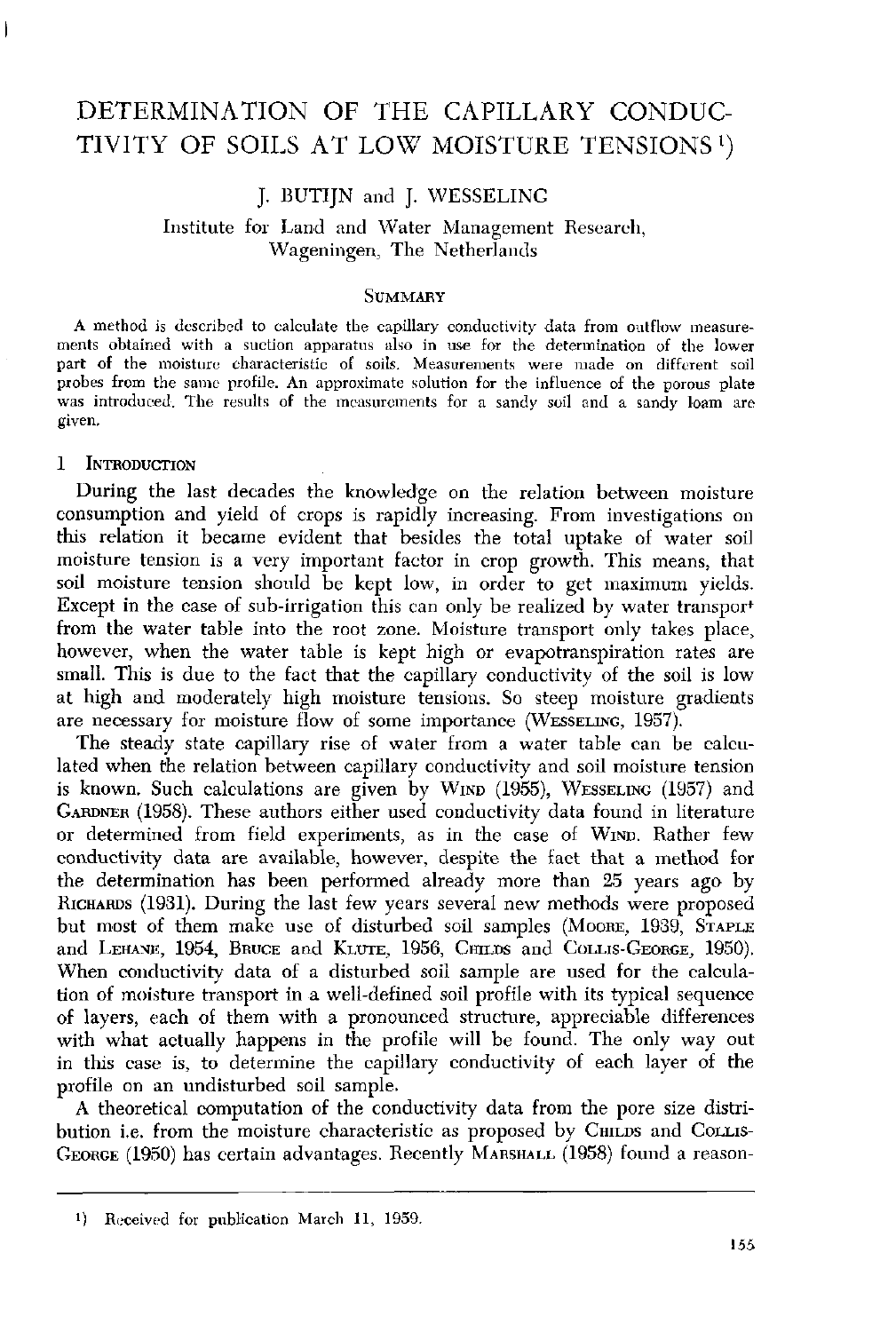# DETERMINATION OF THE CAPILLARY CONDUCTIVITY OF SOILS AT LOW MOISTURE TENSIONS[1]

J. BUTIJN and J. WESSELING

Institute for Land and Water Management Research, Wageningen, The Netherlands

### SUMMARY

A method is described to calculate the capillary conductivity data from outflow measurements obtained with a suction apparatus also in use for the determination of the lower part of the moisture characteristic of soils. Measurements were made on different soil probes from the same profile. An approximate solution for the influence of the porous plate was introduced. The results of the measurements for a sandy soil and a sandy loam are given.

## 1 INTRODUCTION

During the last decades the knowledge on the relation between moisture consumption and yield of crops is rapidly increasing. From investigations on this relation it became evident that besides the total uptake of water soil moisture tension is a very important factor in crop growth. This means, that soil moisture tension should be kept low, in order to get maximum yields. Except in the case of sub-irrigation this can only be realized by water transport from the water table into the root zone. Moisture transport only takes place, however, when the water table is kept high or evapotranspiration rates are small. This is due to the fact that the capillary conductivity of the soil is low at high and moderately high moisture tensions. So steep moisture gradients are necessary for moisture flow of some importance (WESSELING, 1957).

The steady state capillary rise of water from a water table can be calculated when the relation between capillary conductivity and soil moisture tension is known. Such calculations are given by WIND (1955), WESSELING (1957) and GARDNER (1958). These authors either used conductivity data found in literature or determined from field experiments, as in the case of WIND. Rather few conductivity data are available, however, despite the fact that a method for the determination has been performed already more than 25 years ago by RICHARDS (1931). During the last few years several new methods were proposed but most of them make use of disturbed soil samples (MOORE, 1939, STAPLE and LEHANE, 1954, BRUCE and KLUTE, 1956, CHILDS and COLLIS-GEORGE, 1950). When conductivity data of a disturbed soil sample are used for the calculation of moisture transport in a well-defined soil profile with its typical sequence of layers, each of them with a pronounced structure, appreciable differences with what actually happens in the profile will be found. The only way out in this case is, to determine the capillary conductivity of each layer of the profile on an undisturbed soil sample.

A theoretical computation of the conductivity data from the pore size distribution i.e. from the moisture characteristic as proposed by CHILDS and COLLIS-GEORGE (1950) has certain advantages. Recently MARSHALL (1958) found a reason-

[1] Received for publication March 11, 1959.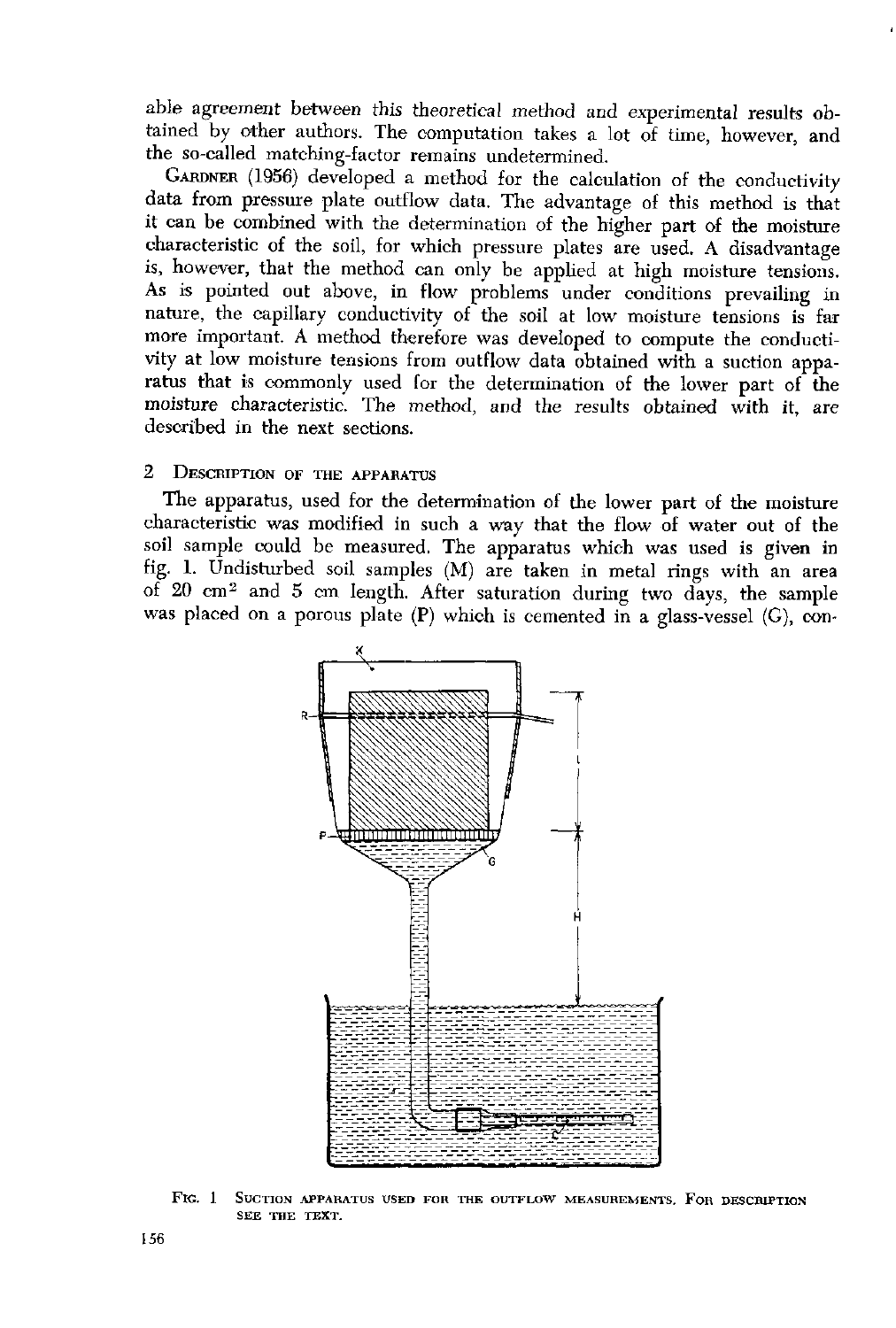able agreement between this theoretical method and experimental results obtained by other authors. The computation takes a lot of time, however, and the so-called matching-factor remains undetermined.

GARDNER (1956) developed a method for the calculation of the conductivity data from pressure plate outflow data. The advantage of this method is that it can be combined with the determination of the higher part of the moisture characteristic of the soil, for which pressure plates are used. A disadvantage is, however, that the method can only be applied at high moisture tensions. As is pointed out above, in flow problems under conditions prevailing in nature, the capillary conductivity of the soil at low moisture tensions is far more important. A method therefore was developed to compute the conductivity at low moisture tensions from outflow data obtained with a suction apparatus that is commonly used for the determination of the lower part of the moisture characteristic. The method, and the results obtained with it, are described in the next sections.

## 2 Description of the apparatus

The apparatus, used for the determination of the lower part of the moisture characteristic was modified in such a way that the flow of water out of the soil sample could be measured. The apparatus which was used is given in fig. 1. Undisturbed soil samples (M) are taken in metal rings with an area of 20 $cm^2$ and 5 cm length. After saturation during two days, the sample was placed on a porous plate (P) which is cemented in a glass-vessel (G), con-

Fig. 1 Suction apparatus used for the outflow measurements. For description see the text.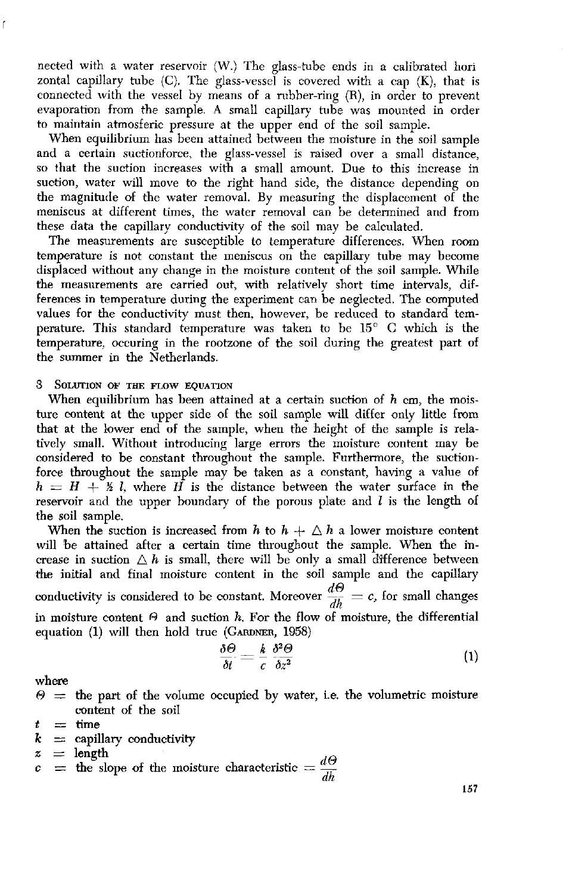nected with a water reservoir (W.) The glass-tube ends in a calibrated hori zontal capillary tube (C). The glass-vessel is covered with a cap (K), that is connected with the vessel by means of a rubber-ring (R), in order to prevent evaporation from the sample. A small capillary tube was mounted in order to maintain atmosferic pressure at the upper end of the soil sample.

When equilibrium has been attained between the moisture in the soil sample and a certain suctionforce, the glass-vessel is raised over a small distance, so that the suction increases with a small amount. Due to this increase in suction, water will move to the right hand side, the distance depending on the magnitude of the water removal. By measuring the displacement of the meniscus at different times, the water removal can be determined and from these data the capillary conductivity of the soil may be calculated.

The measurements are susceptible to temperature differences. When room temperature is not constant the meniscus on the capillary tube may become displaced without any change in the moisture content of the soil sample. While the measurements are carried out, with relatively short time intervals, differences in temperature during the experiment can be neglected. The computed values for the conductivity must then, however, be reduced to standard temperature. This standard temperature was taken to be 15° C which is the temperature, occuring in the rootzone of the soil during the greatest part of the summer in the Netherlands.

## 3 Solution of the flow equation

When equilibrium has been attained at a certain suction of $h$ cm, the moisture content at the upper side of the soil sample will differ only little from that at the lower end of the sample, when the height of the sample is relatively small. Without introducing large errors the moisture content may be considered to be constant throughout the sample. Furthermore, the suctionforce throughout the sample may be taken as a constant, having a value of $h = H + \frac{1}{2}\, l$, where $H$ is the distance between the water surface in the reservoir and the upper boundary of the porous plate and $l$ is the length of the soil sample.

When the suction is increased from $h$ to $h + \triangle h$ a lower moisture content will be attained after a certain time throughout the sample. When the increase in suction $\triangle h$ is small, there will be only a small difference between the initial and final moisture content in the soil sample and the capillary conductivity is considered to be constant. Moreover $\frac{d\Theta}{dh} = c$, for small changes in moisture content $\Theta$ and suction $h$. For the flow of moisture, the differential equation (1) will then hold true (Gardner, 1958)

$$\frac{\delta \Theta}{\delta t} = \frac{k}{c} \frac{\delta^2 \Theta}{\delta z^2} \tag{1}$$

where

$\Theta$ = the part of the volume occupied by water, i.e. the volumetric moisture content of the soil

$t$ = time

$k$ = capillary conductivity

$z$ = length

$c$ = the slope of the moisture characteristic = $\frac{d\Theta}{dh}$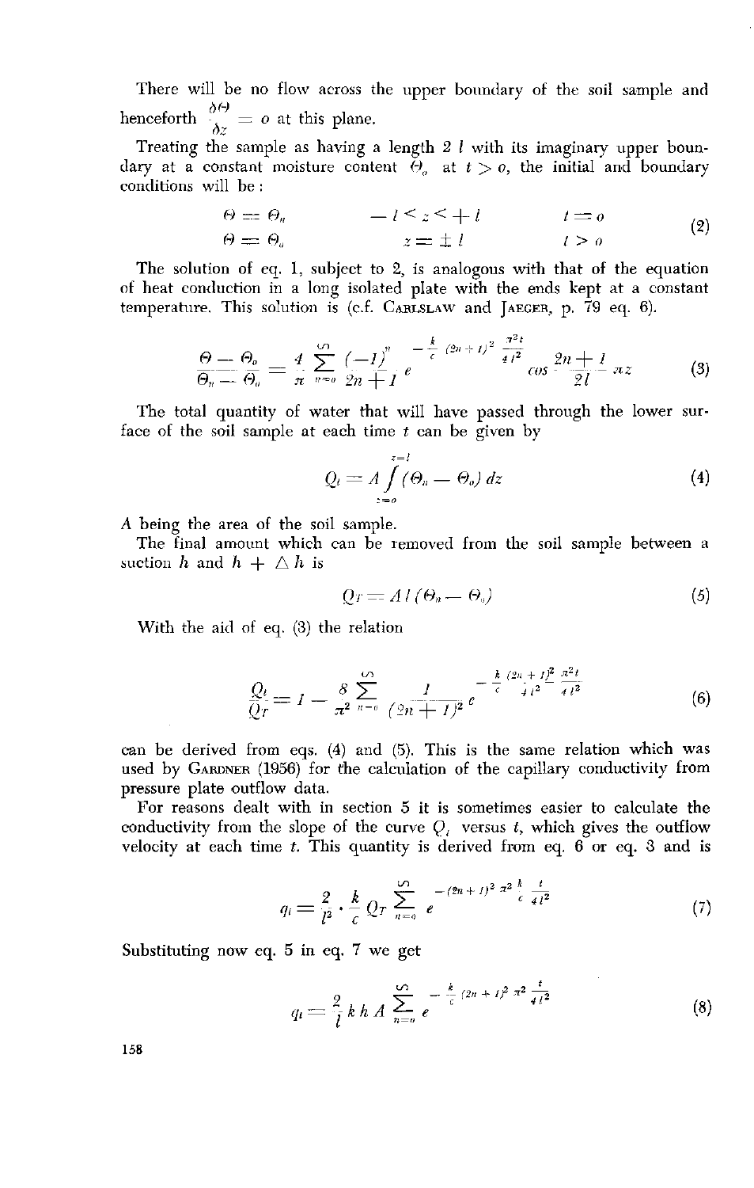There will be no flow across the upper boundary of the soil sample and henceforth $\frac{\delta \Theta}{\delta z} = o$ at this plane.

Treating the sample as having a length $2\,l$ with its imaginary upper boundary at a constant moisture content $\Theta_o$ at $t > o$, the initial and boundary conditions will be:

$$
\begin{array}{lll}
\Theta = \Theta_n & -l < z < +l & t = o \\
\Theta = \Theta_o & z = \pm\, l & t > o
\end{array}
\tag{2}
$$

The solution of eq. 1, subject to 2, is analogous with that of the equation of heat conduction in a long isolated plate with the ends kept at a constant temperature. This solution is (c.f. CARLSLAW and JAEGER, p. 79 eq. 6).

$$
\frac{\Theta - \Theta_o}{\Theta_n - \Theta_o} = \frac{4}{\pi} \sum_{n=o}^{\infty} \frac{(-1)^n}{2n+1} e^{-\frac{k}{c}(2n+1)^2 \frac{\pi^2 t}{4\,l^2}} \cos \frac{2n+1}{2\,l} \pi z \tag{3}
$$

The total quantity of water that will have passed through the lower surface of the soil sample at each time $t$ can be given by

$$
Q_t = A \int_{z=o}^{z=l} (\Theta_n - \Theta_o)\, dz \tag{4}
$$

$A$ being the area of the soil sample.

The final amount which can be removed from the soil sample between a suction $h$ and $h + \triangle h$ is

$$
Q_T = A\, l\, (\Theta_n - \Theta_o) \tag{5}
$$

With the aid of eq. (3) the relation

$$
\frac{Q_t}{Q_T} = 1 - \frac{8}{\pi^2} \sum_{n=o}^{\infty} \frac{1}{(2n+1)^2} e^{-\frac{k}{c} \frac{(2n+1)^2}{4\,l^2} \frac{\pi^2 t}{4\,l^2}} \tag{6}
$$

can be derived from eqs. (4) and (5). This is the same relation which was used by GARDNER (1956) for the calculation of the capillary conductivity from pressure plate outflow data.

For reasons dealt with in section 5 it is sometimes easier to calculate the conductivity from the slope of the curve $Q_t$ versus $t$, which gives the outflow velocity at each time $t$. This quantity is derived from eq. 6 or eq. 3 and is

$$
q_t = \frac{2}{l^2} \cdot \frac{k}{c} Q_T \sum_{n=o}^{\infty} e^{-(2n+1)^2 \pi^2 \frac{k}{c} \frac{t}{4\,l^2}} \tag{7}
$$

Substituting now eq. 5 in eq. 7 we get

$$
q_t = \frac{2}{l} k\, h\, A \sum_{n=o}^{\infty} e^{-\frac{k}{c}(2n+1)^2 \pi^2 \frac{t}{4\,l^2}} \tag{8}
$$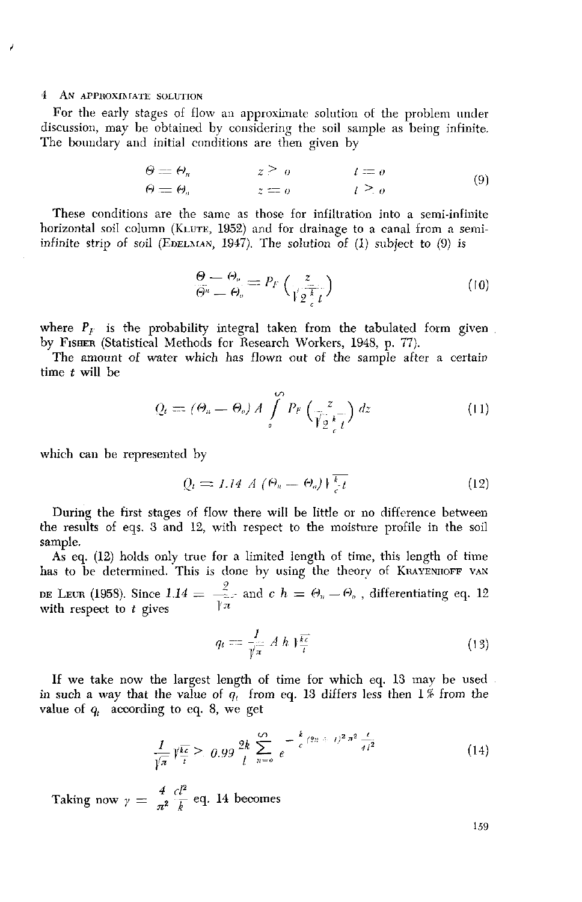## 4 An approximate solution

For the early stages of flow an approximate solution of the problem under discussion, may be obtained by considering the soil sample as being infinite. The boundary and initial conditions are then given by

$$
\begin{array}{lll}
\Theta = \Theta_u & z > 0 & t = 0 \\
\Theta = \Theta_o & z = 0 & t > 0
\end{array}
\tag{9}
$$

These conditions are the same as those for infiltration into a semi-infinite horizontal soil column (Klute, 1952) and for drainage to a canal from a semi-infinite strip of soil (Edelman, 1947). The solution of (1) subject to (9) is

$$
\frac{\Theta - \Theta_o}{\Theta_u - \Theta_o} = P_F \left( \frac{z}{\sqrt{2 \frac{k}{c} t}} \right) \tag{10}
$$

where $P_F$ is the probability integral taken from the tabulated form given by Fisher (Statistical Methods for Research Workers, 1948, p. 77).

The amount of water which has flown out of the sample after a certain time $t$ will be

$$
Q_t = (\Theta_u - \Theta_o) A \int_0^{\infty} P_F \left( \frac{z}{\sqrt{2 \frac{k}{c} t}} \right) dz \tag{11}
$$

which can be represented by

$$
Q_t = 1.14 \; A \; (\Theta_u - \Theta_o) \sqrt{\frac{k}{c} t} \tag{12}
$$

During the first stages of flow there will be little or no difference between the results of eqs. 3 and 12, with respect to the moisture profile in the soil sample.

As eq. (12) holds only true for a limited length of time, this length of time has to be determined. This is done by using the theory of Krayenhoff van de Leur (1958). Since $1.14 = \frac{2}{\sqrt{\pi}}$ and $c\,h = \Theta_u - \Theta_o$, differentiating eq. 12 with respect to $t$ gives

$$
q_t = \frac{1}{\sqrt{\pi}} A \, h \sqrt{\frac{kc}{t}} \tag{13}
$$

If we take now the largest length of time for which eq. 13 may be used in such a way that the value of $q_t$ from eq. 13 differs less then 1 % from the value of $q_t$ according to eq. 8, we get

$$
\frac{1}{\sqrt{\pi}} \sqrt{\frac{kc}{t}} > 0.99 \, \frac{2k}{l} \sum_{n=0}^{\infty} e^{-\frac{k}{c}(2n+1)^2 \pi^2 \frac{t}{4 l^2}} \tag{14}
$$

Taking now $\gamma = \frac{4}{\pi^2} \frac{c l^2}{k}$ eq. 14 becomes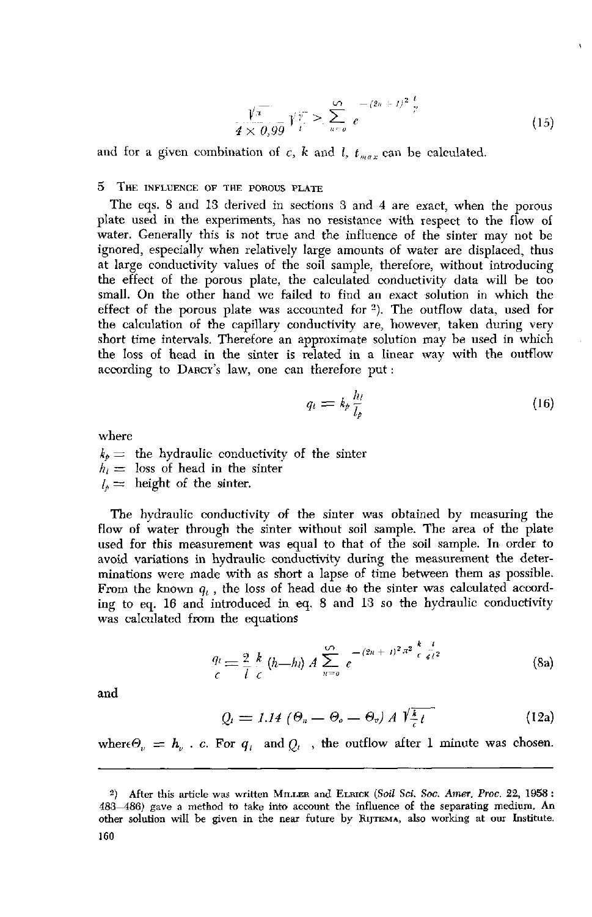$$\frac{\sqrt{\pi}}{4 \times 0{,}99} \sqrt{\frac{T}{t}} > \sum_{n=0}^{\infty} e^{-(2n+1)^2 \frac{t}{T}} \tag{15}$$

and for a given combination of $c$, $k$ and $l$, $t_{max}$ can be calculated.

## 5 The influence of the porous plate

The eqs. 8 and 13 derived in sections 3 and 4 are exact, when the porous plate used in the experiments, has no resistance with respect to the flow of water. Generally this is not true and the influence of the sinter may not be ignored, especially when relatively large amounts of water are displaced, thus at large conductivity values of the soil sample, therefore, without introducing the effect of the porous plate, the calculated conductivity data will be too small. On the other hand we failed to find an exact solution in which the effect of the porous plate was accounted for [2]). The outflow data, used for the calculation of the capillary conductivity are, however, taken during very short time intervals. Therefore an approximate solution may be used in which the loss of head in the sinter is related in a linear way with the outflow according to Darcy's law, one can therefore put:

$$q_t = k_p \frac{h_l}{l_p} \tag{16}$$

where

$k_p =$ the hydraulic conductivity of the sinter
$h_l =$ loss of head in the sinter
$l_p =$ height of the sinter.

The hydraulic conductivity of the sinter was obtained by measuring the flow of water through the sinter without soil sample. The area of the plate used for this measurement was equal to that of the soil sample. In order to avoid variations in hydraulic conductivity during the measurement the determinations were made with as short a lapse of time between them as possible. From the known $q_t$, the loss of head due to the sinter was calculated according to eq. 16 and introduced in eq. 8 and 13 so the hydraulic conductivity was calculated from the equations

$$\frac{q_t}{c} = \frac{2}{l} \frac{k}{c} (h - h_l) A \sum_{n=0}^{\infty} e^{-(2n+1)^2 \pi^2 \frac{k}{c} \frac{t}{4l^2}} \tag{8a}$$

and

$$Q_t = 1.14 \, (\Theta_n - \Theta_o - \Theta_v) \, A \sqrt{\frac{k}{c} t} \tag{12a}$$

where $\Theta_v = h_v \cdot c$. For $q_t$ and $Q_t$, the outflow after 1 minute was chosen.

---

[2]) After this article was written Miller and Elrick (*Soil Sci. Soc. Amer. Proc.* 22, 1958: 483–486) gave a method to take into account the influence of the separating medium. An other solution will be given in the near future by Rijtema, also working at our Institute.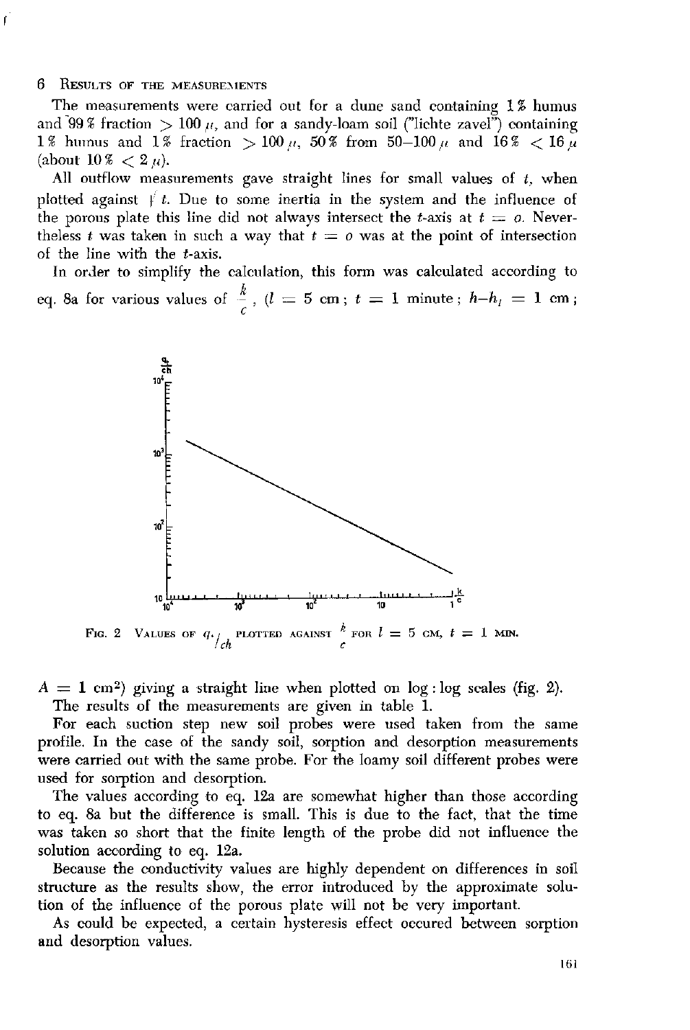## 6 Results of the measurements

The measurements were carried out for a dune sand containing 1 % humus and 99 % fraction $> 100\,\mu$, and for a sandy-loam soil ("lichte zavel") containing 1 % humus and 1 % fraction $> 100\,\mu$, 50 % from 50–100 $\mu$ and 16 % $< 16\,\mu$ (about 10 % $< 2\,\mu$).

All outflow measurements gave straight lines for small values of $t$, when plotted against $\sqrt{t}$. Due to some inertia in the system and the influence of the porous plate this line did not always intersect the $t$-axis at $t = o$. Nevertheless $t$ was taken in such a way that $t = o$ was at the point of intersection of the line with the $t$-axis.

In order to simplify the calculation, this form was calculated according to eq. 8a for various values of $\frac{k}{c}$, ($l = 5$ cm ; $t = 1$ minute ; $h - h_l = 1$ cm ; $A = 1$ cm$^2$) giving a straight line when plotted on log : log scales (fig. 2).

Fig. 2 Values of $q_t/_{ch}$ plotted against $\frac{k}{c}$ for $l = 5$ cm, $t = 1$ min.

The results of the measurements are given in table 1.

For each suction step new soil probes were used taken from the same profile. In the case of the sandy soil, sorption and desorption measurements were carried out with the same probe. For the loamy soil different probes were used for sorption and desorption.

The values according to eq. 12a are somewhat higher than those according to eq. 8a but the difference is small. This is due to the fact, that the time was taken so short that the finite length of the probe did not influence the solution according to eq. 12a.

Because the conductivity values are highly dependent on differences in soil structure as the results show, the error introduced by the approximate solution of the influence of the porous plate will not be very important.

As could be expected, a certain hysteresis effect occured between sorption and desorption values.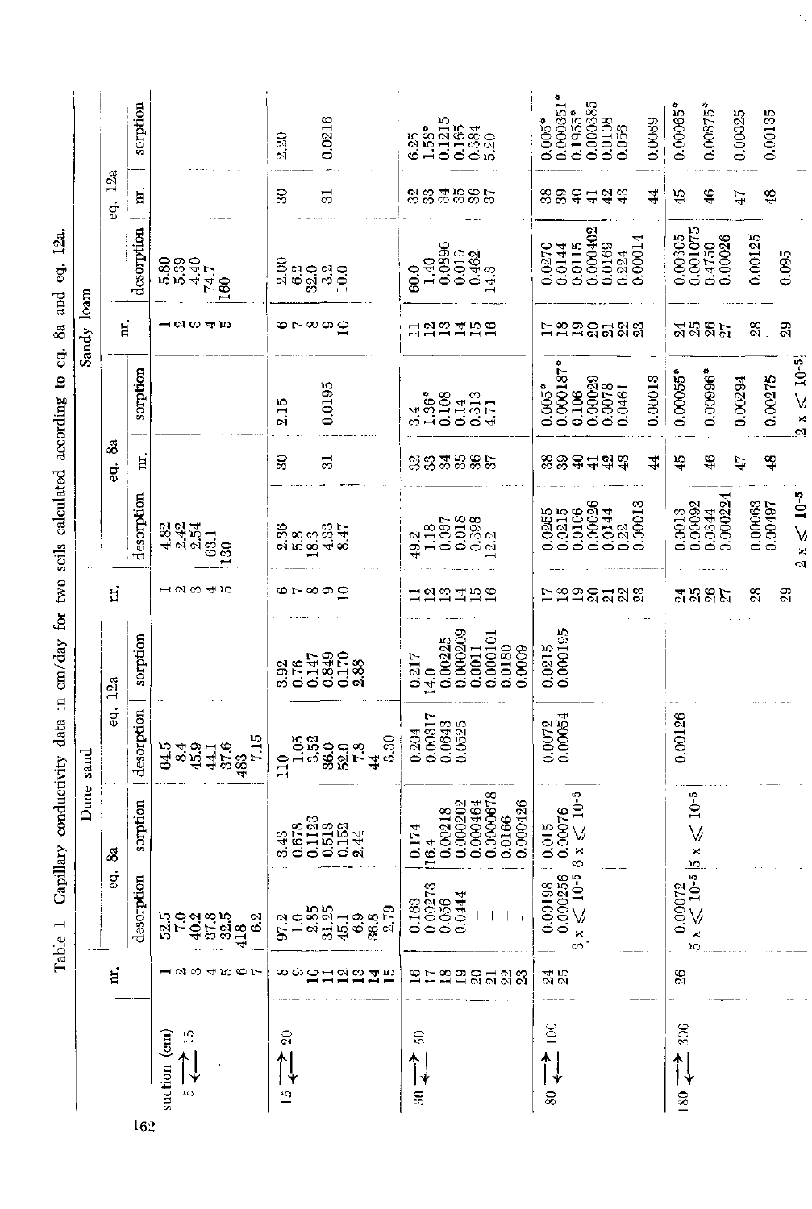Table 1 Capillary conductivity data in cm/day for two soils calculated according to eq. 8a and eq. 12a.

| | Dune sand | | | | | Sandy loam | | | | | | | |
|---|---|---|---|---|---|---|---|---|---|---|---|---|---|
| | nr. | eq. 8a | | eq. 12a | | nr. | eq. 8a | | | | eq. 12a | | |
| | | desorption | sorption | desorption | sorption | | desorption | nr. | sorption | nr. | desorption | nr. | sorption |
| suction (cm) 5 ⇄ 15 | 1 | 52.5 | | 64.5 | | 1 | 4.82 | | | 1 | 5.80 | | |
| | 2 | 7.0 | | 8.4 | | 2 | 2.42 | | | 2 | 5.39 | | |
| | 3 | 40.2 | | 45.9 | | 3 | 2.54 | | | 3 | 4.40 | | |
| | 4 | 37.8 | | 44.1 | | 4 | 63.1 | | | 4 | 74.7 | | |
| | 5 | 32.5 | | 37.6 | | 5 | 130 | | | 5 | 160 | | |
| | 6 | 418 | | 488 | | | | | | | | | |
| | 7 | 6.2 | | 7.15 | | | | | | | | | |
| 15 ⇄ 20 | 8 | 97.2 | 3.43 | 110 | 3.92 | 6 | 2.36 | 30 | 2.15 | 6 | 2.00 | 30 | 2.20 |
| | 9 | 1.0 | 0.678 | 1.05 | 0.76 | 7 | 5.8 | | | 7 | 6.2 | | |
| | 10 | 2.85 | 0.1123 | 3.52 | 0.147 | 8 | 18.3 | | | 8 | 32.0 | | |
| | 11 | 31.25 | 0.513 | 36.0 | 0.849 | 9 | 4.33 | 31 | 0.0195 | 9 | 3.2 | 31 | 0.0216 |
| | 12 | 45.1 | 0.152 | 52.0 | 0.170 | 10 | 8.47 | | | 10 | 10.0 | | |
| | 13 | 6.9 | 2.44 | 7.8 | 2.88 | | | | | | | | |
| | 14 | 38.8 | | 44 | | | | | | | | | |
| | 15 | 2.79 | | 3.30 | | | | | | | | | |
| 30 ⇄ 50 | 16 | 0.163 | 0.174 | 0.204 | 0.217 | 11 | 49.2 | 32 | 3.4 | 11 | 60.0 | 32 | 6.25 |
| | 17 | 0.00273 | 16.4 | 0.00317 | 14.0 | 12 | 1.18 | 33 | 1.36* | 12 | 1.40 | 33 | 1.58* |
| | 18 | 0.056 | 0.00218 | 0.0643 | 0.00225 | 13 | 0.067 | 34 | 0.108 | 13 | 0.0596 | 34 | 0.1215 |
| | 19 | 0.0444 | 0.000202 | 0.0535 | 0.000209 | 14 | 0.018 | 35 | 0.14 | 14 | 0.019 | 35 | 0.165 |
| | 20 | — | 0.000464 | | 0.0011 | 15 | 0.398 | 36 | 0.313 | 15 | 0.462 | 36 | 0.384 |
| | 21 | — | 0.0000678 | | 0.000101 | 16 | 12.2 | 37 | 4.71 | 16 | 14.8 | 37 | 5.20 |
| | 22 | — | 0.0166 | | 0.0180 | | | | | | | | |
| | 23 | — | 0.000426 | | 0.0009 | | | | | | | | |
| 80 ⇄ 100 | 24 | 0.00198 | 0.015 | 0.0072 | 0.0215 | 17 | 0.0255 | 38 | 0.005* | 17 | 0.0270 | 38 | 0.005* |
| | 25 | 0.000256 | 0.00076 | 0.00054 | 0.000195 | 18 | 0.0215 | 39 | 0.000187* | 18 | 0.0144 | 39 | 0.000351* |
| | | 3 x $\leqslant 10^{-5}$ | 6 x $\leqslant 10^{-5}$ | | | 19 | 0.0106 | 40 | 0.106 | 19 | 0.0115 | 40 | 0.1955* |
| | | | | | | 20 | 0.00026 | 41 | 0.00029 | 20 | 0.000402 | 41 | 0.000385 |
| | | | | | | 21 | 0.0144 | 42 | 0.0078 | 21 | 0.0169 | 42 | 0.0108 |
| | | | | | | 22 | 0.22 | 43 | 0.0461 | 22 | 0.224 | 43 | 0.056 |
| | | | | | | 23 | 0.00013 | | | 23 | 0.00014 | | |
| | | | | | | | | 44 | 0.00013 | | | 44 | 0.0089 |
| 180 ⇄ 300 | 26 | 0.00072 | 5 x $\leqslant 10^{-5}$ | 0.00126 | | 24 | 0.0013 | 45 | 0.00055* | 24 | 0.00305 | 45 | 0.00065* |
| | | 5 x $\leqslant 10^{-5}$ | | | | 25 | 0.00092 | | | 25 | 0.001075 | | |
| | | | | | | 26 | 0.0344 | 46 | 0.00996* | 26 | 0.4750 | 46 | 0.00875* |
| | | | | | | 27 | 0.000224 | | | 27 | 0.00026 | | |
| | | | | | | 28 | 0.00063 | 47 | 0.00294 | 28 | 0.00125 | 47 | 0.00325 |
| | | | | | | 29 | 0.00497 | 48 | 0.00275 | 29 | 0.095 | 48 | 0.00135 |
| | | | | | | | 2 x $\leqslant 10^{-5}$ | | 2 x $\leqslant 10^{-5}$ | | | | |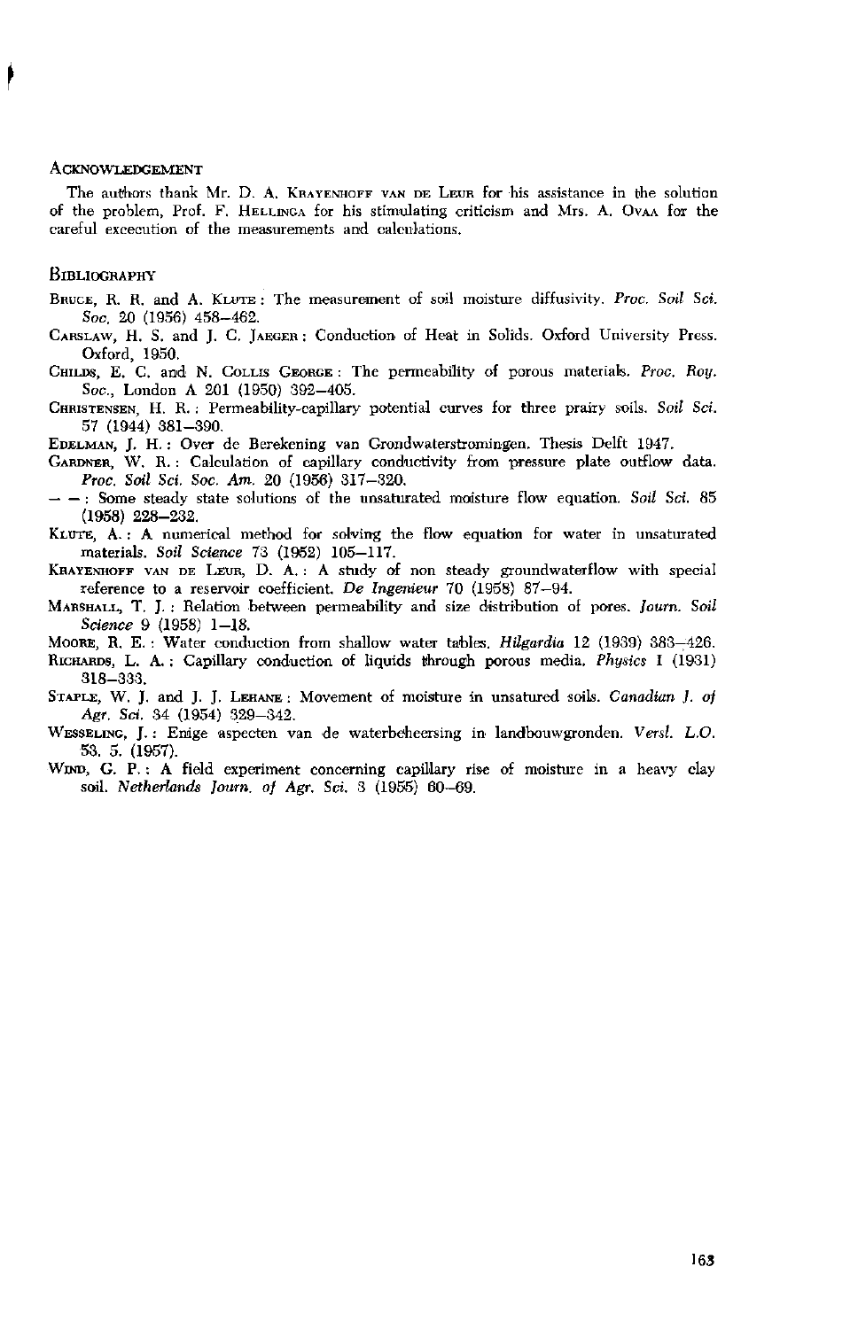## Acknowledgement

The authors thank Mr. D. A. Krayenhoff van de Leur for his assistance in the solution of the problem, Prof. F. Hellinga for his stimulating criticism and Mrs. A. Ovaa for the careful excecution of the measurements and calculations.

## Bibliography

Bruce, R. R. and A. Klute: The measurement of soil moisture diffusivity. *Proc. Soil Sci. Soc.* 20 (1956) 458–462.

Carslaw, H. S. and J. C. Jaeger: Conduction of Heat in Solids. Oxford University Press. Oxford, 1950.

Childs, E. C. and N. Collis George: The permeability of porous materials. *Proc. Roy. Soc.*, London A 201 (1950) 392–405.

Christensen, H. R.: Permeability-capillary potential curves for three prairy soils. *Soil Sci.* 57 (1944) 381–390.

Edelman, J. H.: Over de Berekening van Grondwaterstromingen. Thesis Delft 1947.

Gardner, W. R.: Calculation of capillary conductivity from pressure plate outflow data. *Proc. Soil Sci. Soc. Am.* 20 (1956) 317–320.

— —: Some steady state solutions of the unsaturated moisture flow equation. *Soil Sci.* 85 (1958) 228–232.

Klute, A.: A numerical method for solving the flow equation for water in unsaturated materials. *Soil Science* 73 (1952) 105–117.

Krayenhoff van de Leur, D. A.: A study of non steady groundwaterflow with special reference to a reservoir coefficient. *De Ingenieur* 70 (1958) 87–94.

Marshall, T. J.: Relation between permeability and size distribution of pores. *Journ. Soil Science* 9 (1958) 1–18.

Moore, R. E.: Water conduction from shallow water tables. *Hilgardia* 12 (1939) 383–426.

Richards, L. A.: Capillary conduction of liquids through porous media. *Physics* I (1931) 318–333.

Staple, W. J. and J. J. Lehane: Movement of moisture in unsatured soils. *Canadian J. of Agr. Sci.* 34 (1954) 329–342.

Wesseling, J.: Enige aspecten van de waterbeheersing in landbouwgronden. *Versl. L.O.* 53. 5. (1957).

Wind, G. P.: A field experiment concerning capillary rise of moisture in a heavy clay soil. *Netherlands Journ. of Agr. Sci.* 3 (1955) 60–69.